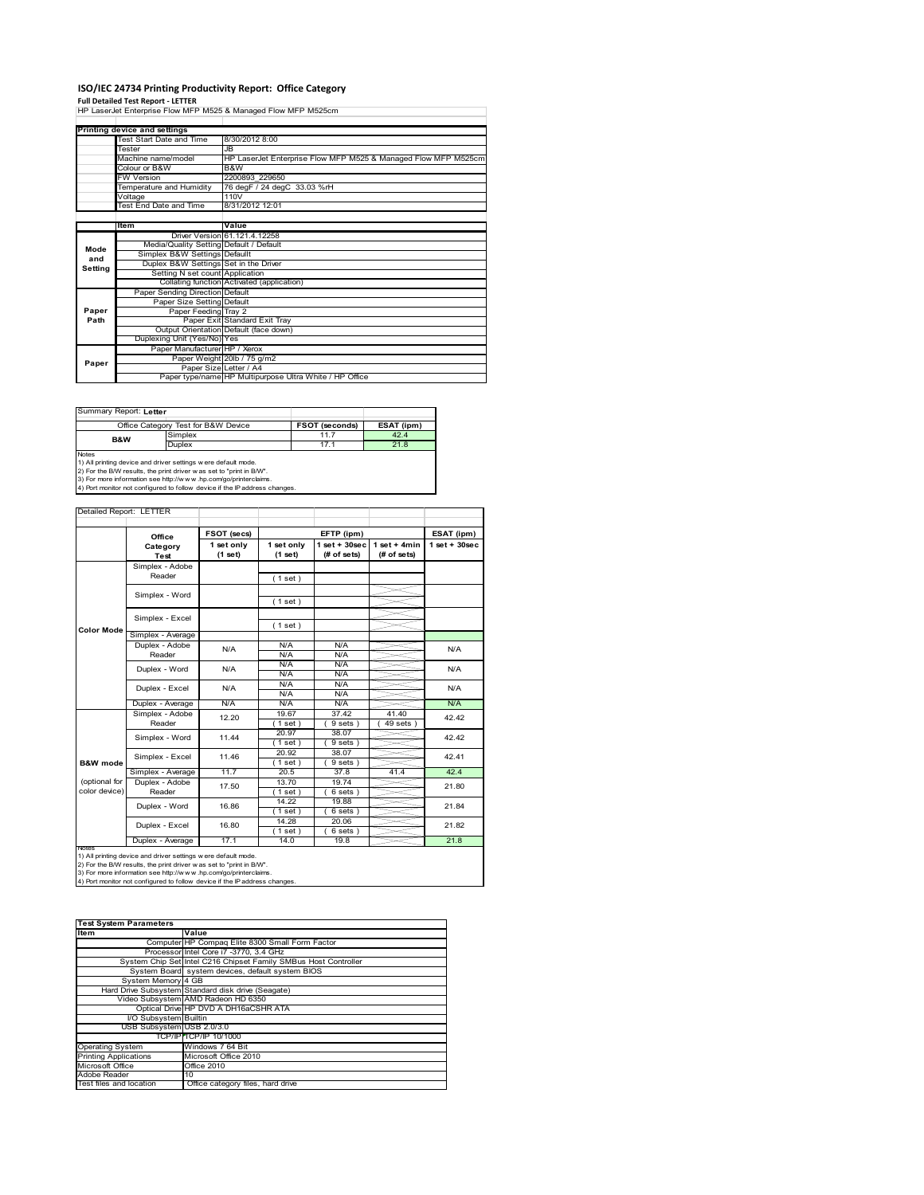# ISO/IEC 24734 Printing Productivity Report: Office Category

**Full Detailed Test Report - LETTER**

HP LaserJet Enterprise Flow MFP M525 & Managed Flow MFP M525cm

| Printing device and settings | |
|---|---|
| Test Start Date and Time | 8/30/2012 8:00 |
| Tester | JB |
| Machine name/model | HP LaserJet Enterprise Flow MFP M525 & Managed Flow MFP M525cm |
| Colour or B&W | B&W |
| FW Version | 2200893_229650 |
| Temperature and Humidity | 76 degF / 24 degC 33.03 %rH |
| Voltage | 110V |
| Test End Date and Time | 8/31/2012 12:01 |

| | Item | Value |
|---|---|---|
| Mode and Setting | Driver Version | 61.121.4.12258 |
| | Media/Quality Setting | Default / Default |
| | Simplex B&W Settings | Defaullt |
| | Duplex B&W Settings | Set in the Driver |
| | Setting N set count | Application |
| | Collating function | Activated (application) |
| Paper Path | Paper Sending Direction | Default |
| | Paper Size Setting | Default |
| | Paper Feeding | Tray 2 |
| | Paper Exit | Standard Exit Tray |
| | Output Orientation | Default (face down) |
| | Duplexing Unit (Yes/No) | Yes |
| Paper | Paper Manufacturer | HP / Xerox |
| | Paper Weight | 20lb / 75 g/m2 |
| | Paper Size | Letter / A4 |
| | Paper type/name | HP Multipurpose Ultra White / HP Office |

Summary Report: **Letter**

| Office Category Test for B&W Device | | FSOT (seconds) | ESAT (ipm) |
|---|---|---|---|
| B&W | Simplex | 11.7 | 42.4 |
| | Duplex | 17.1 | 21.8 |

Notes
1) All printing device and driver settings were default mode.
2) For the B/W results, the print driver was set to "print in B/W".
3) For more information see http://www.hp.com/go/printerclaims.
4) Port monitor not configured to follow device if the IP address changes.

Detailed Report: LETTER

| | Office Category Test | FSOT (secs) 1 set only (1 set) | EFTP (ipm) 1 set only (1 set) | EFTP (ipm) 1 set + 30sec (# of sets) | EFTP (ipm) 1 set + 4min (# of sets) | ESAT (ipm) 1 set + 30sec |
|---|---|---|---|---|---|---|
| Color Mode | Simplex - Adobe Reader | | (1 set) | | | |
| | Simplex - Word | | (1 set) | | | |
| | Simplex - Excel | | (1 set) | | | |
| | Simplex - Average | | | | | |
| | Duplex - Adobe Reader | N/A | N/A / N/A | N/A / N/A | | N/A |
| | Duplex - Word | N/A | N/A / N/A | N/A / N/A | | N/A |
| | Duplex - Excel | N/A | N/A / N/A | N/A / N/A | | N/A |
| | Duplex - Average | N/A | N/A | N/A | | N/A |
| B&W mode (optional for color device) | Simplex - Adobe Reader | 12.20 | 19.67 (1 set) | 37.42 (9 sets) | 41.40 (49 sets) | 42.42 |
| | Simplex - Word | 11.44 | 20.97 (1 set) | 38.07 (9 sets) | | 42.42 |
| | Simplex - Excel | 11.46 | 20.92 (1 set) | 38.07 (9 sets) | | 42.41 |
| | Simplex - Average | 11.7 | 20.5 | 37.8 | 41.4 | 42.4 |
| | Duplex - Adobe Reader | 17.50 | 13.70 (1 set) | 19.74 (6 sets) | | 21.80 |
| | Duplex - Word | 16.86 | 14.22 (1 set) | 19.88 (6 sets) | | 21.84 |
| | Duplex - Excel | 16.80 | 14.28 (1 set) | 20.06 (6 sets) | | 21.82 |
| | Duplex - Average | 17.1 | 14.0 | 19.8 | | 21.8 |

Notes
1) All printing device and driver settings were default mode.
2) For the B/W results, the print driver was set to "print in B/W".
3) For more information see http://www.hp.com/go/printerclaims.
4) Port monitor not configured to follow device if the IP address changes.

| Test System Parameters | |
|---|---|
| Item | Value |
| Computer | HP Compaq Elite 8300 Small Form Factor |
| Processor | Intel Core i7 -3770, 3.4 GHz |
| System Chip Set | Intel C216 Chipset Family SMBus Host Controller |
| System Board | system devices, default system BIOS |
| System Memory | 4 GB |
| Hard Drive Subsystem | Standard disk drive (Seagate) |
| Video Subsystem | AMD Radeon HD 6350 |
| Optical Drive | HP DVD A DH16aCSHR ATA |
| I/O Subsystem | Builtin |
| USB Subsystem | USB 2.0/3.0 |
| TCP/IP | TCP/IP 10/1000 |
| Operating System | Windows 7 64 Bit |
| Printing Applications | Microsoft Office 2010 |
| Microsoft Office | Office 2010 |
| Adobe Reader | 10 |
| Test files and location | Office category files, hard drive |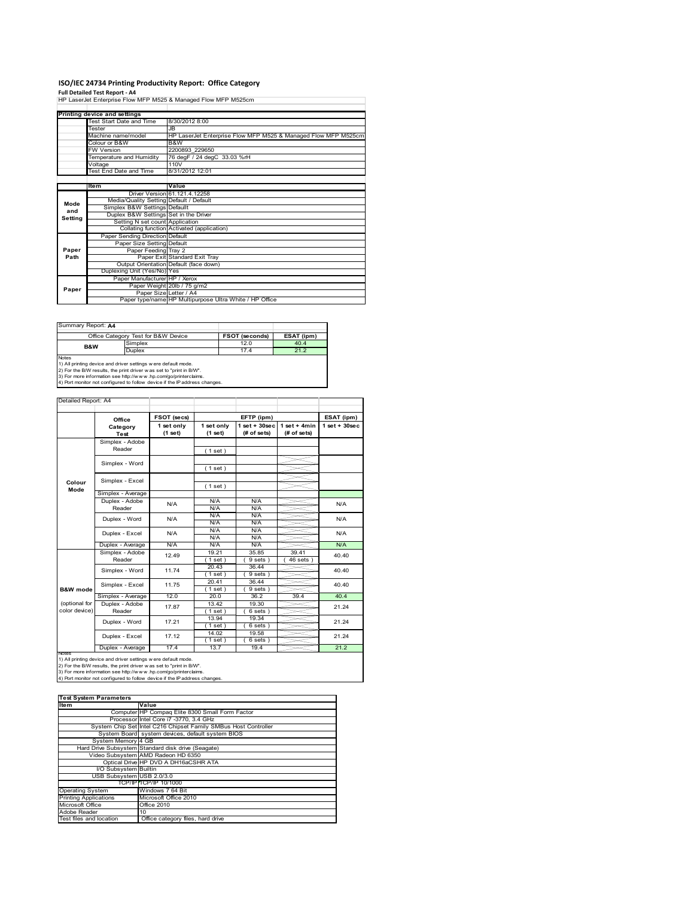# ISO/IEC 24734 Printing Productivity Report: Office Category

**Full Detailed Test Report - A4**

HP LaserJet Enterprise Flow MFP M525 & Managed Flow MFP M525cm

| Printing device and settings | |
|---|---|
| Test Start Date and Time | 8/30/2012 8:00 |
| Tester | JB |
| Machine name/model | HP LaserJet Enterprise Flow MFP M525 & Managed Flow MFP M525cm |
| Colour or B&W | B&W |
| FW Version | 2200893_229650 |
| Temperature and Humidity | 76 degF / 24 degC 33.03 %rH |
| Voltage | 110V |
| Test End Date and Time | 8/31/2012 12:01 |

| | Item | Value |
|---|---|---|
| Mode and Setting | Driver Version | 61.121.4.12258 |
| | Media/Quality Setting | Default / Default |
| | Simplex B&W Settings | Defaullt |
| | Duplex B&W Settings | Set in the Driver |
| | Setting N set count | Application |
| | Collating function | Activated (application) |
| Paper Path | Paper Sending Direction | Default |
| | Paper Size Setting | Default |
| | Paper Feeding | Tray 2 |
| | Paper Exit | Standard Exit Tray |
| | Output Orientation | Default (face down) |
| | Duplexing Unit (Yes/No) | Yes |
| Paper | Paper Manufacturer | HP / Xerox |
| | Paper Weight | 20lb / 75 g/m2 |
| | Paper Size | Letter / A4 |
| | Paper type/name | HP Multipurpose Ultra White / HP Office |

Summary Report: **A4**

| Office Category Test for B&W Device | | FSOT (seconds) | ESAT (ipm) |
|---|---|---|---|
| B&W | Simplex | 12.0 | 40.4 |
| | Duplex | 17.4 | 21.2 |

Notes
1) All printing device and driver settings were default mode.
2) For the B/W results, the print driver was set to "print in B/W".
3) For more information see http://www.hp.com/go/printerclaims.
4) Port monitor not configured to follow device if the IP address changes.

Detailed Report: A4

| | Office Category Test | FSOT (secs) 1 set only (1 set) | EFTP (ipm) 1 set only (1 set) | EFTP (ipm) 1 set + 30sec (# of sets) | EFTP (ipm) 1 set + 4min (# of sets) | ESAT (ipm) 1 set + 30sec |
|---|---|---|---|---|---|---|
| Colour Mode | Simplex - Adobe Reader | | (1 set) | | | |
| | Simplex - Word | | (1 set) | | | |
| | Simplex - Excel | | (1 set) | | | |
| | Simplex - Average | | | | | |
| | Duplex - Adobe Reader | N/A | N/A<br>N/A | N/A<br>N/A | | N/A |
| | Duplex - Word | N/A | N/A<br>N/A | N/A<br>N/A | | N/A |
| | Duplex - Excel | N/A | N/A<br>N/A | N/A<br>N/A | | N/A |
| | Duplex - Average | N/A | N/A | N/A | | N/A |
| B&W mode (optional for color device) | Simplex - Adobe Reader | 12.49 | 19.21<br>(1 set) | 35.85<br>(9 sets) | 39.41<br>(46 sets) | 40.40 |
| | Simplex - Word | 11.74 | 20.43<br>(1 set) | 36.44<br>(9 sets) | | 40.40 |
| | Simplex - Excel | 11.75 | 20.41<br>(1 set) | 36.44<br>(9 sets) | | 40.40 |
| | Simplex - Average | 12.0 | 20.0 | 36.2 | 39.4 | 40.4 |
| | Duplex - Adobe Reader | 17.87 | 13.42<br>(1 set) | 19.30<br>(6 sets) | | 21.24 |
| | Duplex - Word | 17.21 | 13.94<br>(1 set) | 19.34<br>(6 sets) | | 21.24 |
| | Duplex - Excel | 17.12 | 14.02<br>(1 set) | 19.58<br>(6 sets) | | 21.24 |
| | Duplex - Average | 17.4 | 13.7 | 19.4 | | 21.2 |

Notes
1) All printing device and driver settings were default mode.
2) For the B/W results, the print driver was set to "print in B/W".
3) For more information see http://www.hp.com/go/printerclaims.
4) Port monitor not configured to follow device if the IP address changes.

| Test System Parameters | |
|---|---|
| **Item** | **Value** |
| Computer | HP Compaq Elite 8300 Small Form Factor |
| Processor | Intel Core i7 -3770, 3.4 GHz |
| System Chip Set | Intel C216 Chipset Family SMBus Host Controller |
| System Board | system devices, default system BIOS |
| System Memory | 4 GB |
| Hard Drive Subsystem | Standard disk drive (Seagate) |
| Video Subsystem | AMD Radeon HD 6350 |
| Optical Drive | HP DVD A DH16aCSHR ATA |
| I/O Subsystem | Builtin |
| USB Subsystem | USB 2.0/3.0 |
| TCP/IP | TCP/IP 10/1000 |
| Operating System | Windows 7 64 Bit |
| Printing Applications | Microsoft Office 2010 |
| Microsoft Office | Office 2010 |
| Adobe Reader | 10 |
| Test files and location | Office category files, hard drive |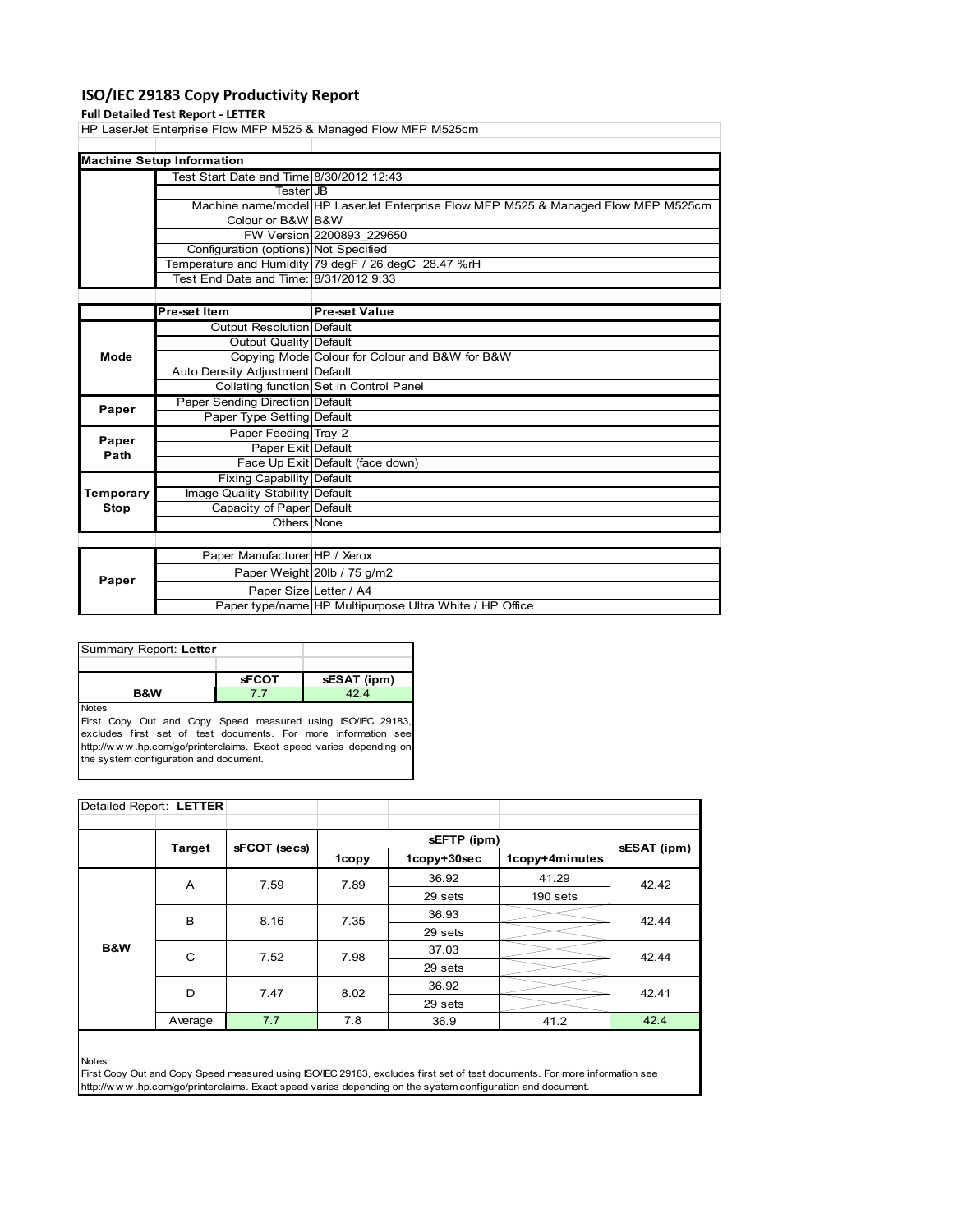# ISO/IEC 29183 Copy Productivity Report

**Full Detailed Test Report - LETTER**

HP LaserJet Enterprise Flow MFP M525 & Managed Flow MFP M525cm

| Machine Setup Information | | |
|---|---|---|
| | Test Start Date and Time | 8/30/2012 12:43 |
| | Tester | JB |
| | Machine name/model | HP LaserJet Enterprise Flow MFP M525 & Managed Flow MFP M525cm |
| | Colour or B&W | B&W |
| | FW Version | 2200893_229650 |
| | Configuration (options) | Not Specified |
| | Temperature and Humidity | 79 degF / 26 degC 28.47 %rH |
| | Test End Date and Time: | 8/31/2012 9:33 |

| | Pre-set Item | Pre-set Value |
|---|---|---|
| Mode | Output Resolution | Default |
| | Output Quality | Default |
| | Copying Mode | Colour for Colour and B&W for B&W |
| | Auto Density Adjustment | Default |
| | Collating function | Set in Control Panel |
| Paper | Paper Sending Direction | Default |
| | Paper Type Setting | Default |
| Paper Path | Paper Feeding | Tray 2 |
| | Paper Exit | Default |
| | Face Up Exit | Default (face down) |
| Temporary Stop | Fixing Capability | Default |
| | Image Quality Stability | Default |
| | Capacity of Paper | Default |
| | Others | None |

| | | |
|---|---|---|
| Paper | Paper Manufacturer | HP / Xerox |
| | Paper Weight | 20lb / 75 g/m2 |
| | Paper Size | Letter / A4 |
| | Paper type/name | HP Multipurpose Ultra White / HP Office |

Summary Report: **Letter**

| | sFCOT | sESAT (ipm) |
|---|---|---|
| B&W | 7.7 | 42.4 |

Notes

First Copy Out and Copy Speed measured using ISO/IEC 29183, excludes first set of test documents. For more information see http://www.hp.com/go/printerclaims. Exact speed varies depending on the system configuration and document.

Detailed Report: **LETTER**

| | Target | sFCOT (secs) | sEFTP (ipm) | | | sESAT (ipm) |
|---|---|---|---|---|---|---|
| | | | 1copy | 1copy+30sec | 1copy+4minutes | |
| B&W | A | 7.59 | 7.89 | 36.92 | 41.29 | 42.42 |
| | | | | 29 sets | 190 sets | |
| | B | 8.16 | 7.35 | 36.93 | | 42.44 |
| | | | | 29 sets | | |
| | C | 7.52 | 7.98 | 37.03 | | 42.44 |
| | | | | 29 sets | | |
| | D | 7.47 | 8.02 | 36.92 | | 42.41 |
| | | | | 29 sets | | |
| | Average | 7.7 | 7.8 | 36.9 | 41.2 | 42.4 |

Notes

First Copy Out and Copy Speed measured using ISO/IEC 29183, excludes first set of test documents. For more information see http://www.hp.com/go/printerclaims. Exact speed varies depending on the system configuration and document.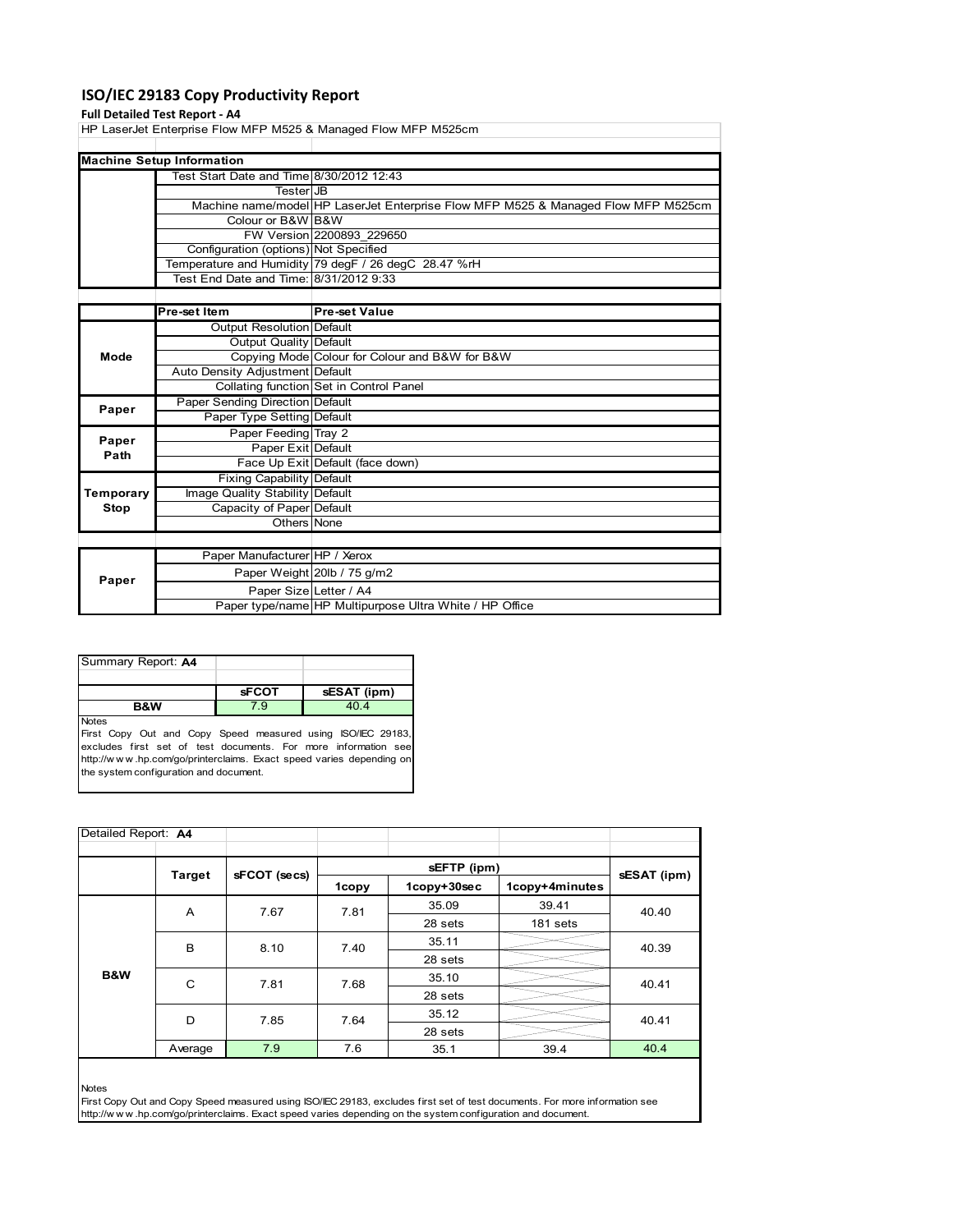# ISO/IEC 29183 Copy Productivity Report

**Full Detailed Test Report - A4**

HP LaserJet Enterprise Flow MFP M525 & Managed Flow MFP M525cm

| Machine Setup Information | | |
|---|---|---|
| | Test Start Date and Time | 8/30/2012 12:43 |
| | Tester | JB |
| | Machine name/model | HP LaserJet Enterprise Flow MFP M525 & Managed Flow MFP M525cm |
| | Colour or B&W | B&W |
| | FW Version | 2200893_229650 |
| | Configuration (options) | Not Specified |
| | Temperature and Humidity | 79 degF / 26 degC 28.47 %rH |
| | Test End Date and Time: | 8/31/2012 9:33 |

| | Pre-set Item | Pre-set Value |
|---|---|---|
| Mode | Output Resolution | Default |
| | Output Quality | Default |
| | Copying Mode | Colour for Colour and B&W for B&W |
| | Auto Density Adjustment | Default |
| | Collating function | Set in Control Panel |
| Paper | Paper Sending Direction | Default |
| | Paper Type Setting | Default |
| Paper Path | Paper Feeding | Tray 2 |
| | Paper Exit | Default |
| | Face Up Exit | Default (face down) |
| Temporary Stop | Fixing Capability | Default |
| | Image Quality Stability | Default |
| | Capacity of Paper | Default |
| | Others | None |

| | | |
|---|---|---|
| Paper | Paper Manufacturer | HP / Xerox |
| | Paper Weight | 20lb / 75 g/m2 |
| | Paper Size | Letter / A4 |
| | Paper type/name | HP Multipurpose Ultra White / HP Office |

**Summary Report: A4**

| | sFCOT | sESAT (ipm) |
|---|---|---|
| B&W | 7.9 | 40.4 |

Notes
First Copy Out and Copy Speed measured using ISO/IEC 29183, excludes first set of test documents. For more information see http://www.hp.com/go/printerclaims. Exact speed varies depending on the system configuration and document.

**Detailed Report: A4**

| | Target | sFCOT (secs) | sEFTP (ipm) 1copy | sEFTP (ipm) 1copy+30sec | sEFTP (ipm) 1copy+4minutes | sESAT (ipm) |
|---|---|---|---|---|---|---|
| B&W | A | 7.67 | 7.81 | 35.09 / 28 sets | 39.41 / 181 sets | 40.40 |
| | B | 8.10 | 7.40 | 35.11 / 28 sets | | 40.39 |
| | C | 7.81 | 7.68 | 35.10 / 28 sets | | 40.41 |
| | D | 7.85 | 7.64 | 35.12 / 28 sets | | 40.41 |
| | Average | 7.9 | 7.6 | 35.1 | 39.4 | 40.4 |

Notes
First Copy Out and Copy Speed measured using ISO/IEC 29183, excludes first set of test documents. For more information see http://www.hp.com/go/printerclaims. Exact speed varies depending on the system configuration and document.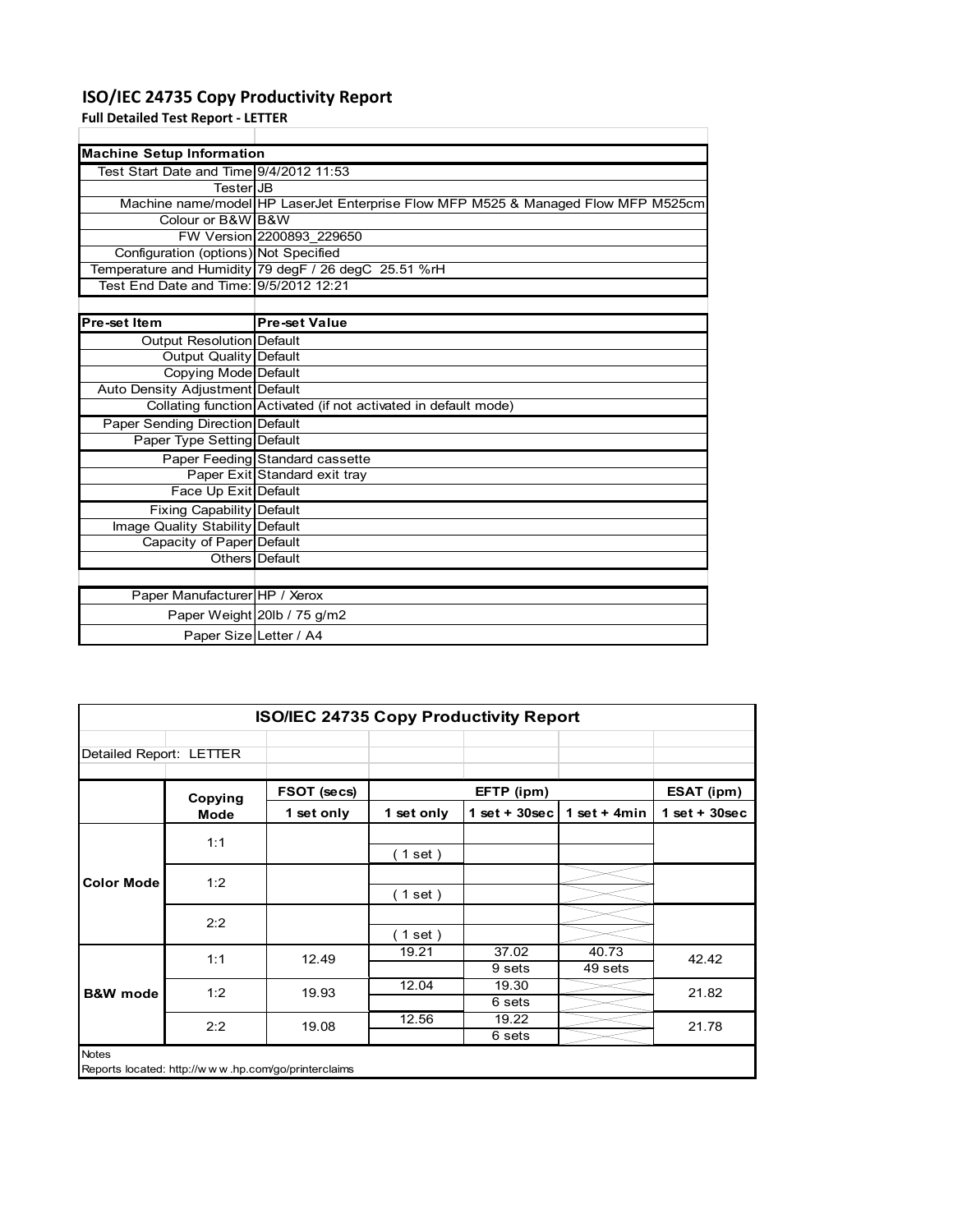# ISO/IEC 24735 Copy Productivity Report

**Full Detailed Test Report - LETTER**

| **Machine Setup Information** | |
|---|---|
| Test Start Date and Time | 9/4/2012 11:53 |
| Tester | JB |
| Machine name/model | HP LaserJet Enterprise Flow MFP M525 & Managed Flow MFP M525cm |
| Colour or B&W | B&W |
| FW Version | 2200893_229650 |
| Configuration (options) | Not Specified |
| Temperature and Humidity | 79 degF / 26 degC 25.51 %rH |
| Test End Date and Time: | 9/5/2012 12:21 |

| **Pre-set Item** | **Pre-set Value** |
|---|---|
| Output Resolution | Default |
| Output Quality | Default |
| Copying Mode | Default |
| Auto Density Adjustment | Default |
| Collating function | Activated (if not activated in default mode) |
| Paper Sending Direction | Default |
| Paper Type Setting | Default |
| Paper Feeding | Standard cassette |
| Paper Exit | Standard exit tray |
| Face Up Exit | Default |
| Fixing Capability | Default |
| Image Quality Stability | Default |
| Capacity of Paper | Default |
| Others | Default |

| | |
|---|---|
| Paper Manufacturer | HP / Xerox |
| Paper Weight | 20lb / 75 g/m2 |
| Paper Size | Letter / A4 |

## ISO/IEC 24735 Copy Productivity Report

Detailed Report: LETTER

| | Copying Mode | FSOT (secs) | EFTP (ipm) | | | ESAT (ipm) |
|---|---|---|---|---|---|---|
| | | 1 set only | 1 set only | 1 set + 30sec | 1 set + 4min | 1 set + 30sec |
| Color Mode | 1:1 | | ( 1 set ) | | | |
| | 1:2 | | ( 1 set ) | | | |
| | 2:2 | | ( 1 set ) | | | |
| B&W mode | 1:1 | 12.49 | 19.21 | 37.02<br>9 sets | 40.73<br>49 sets | 42.42 |
| | 1:2 | 19.93 | 12.04 | 19.30<br>6 sets | | 21.82 |
| | 2:2 | 19.08 | 12.56 | 19.22<br>6 sets | | 21.78 |

Notes

Reports located: http://www.hp.com/go/printerclaims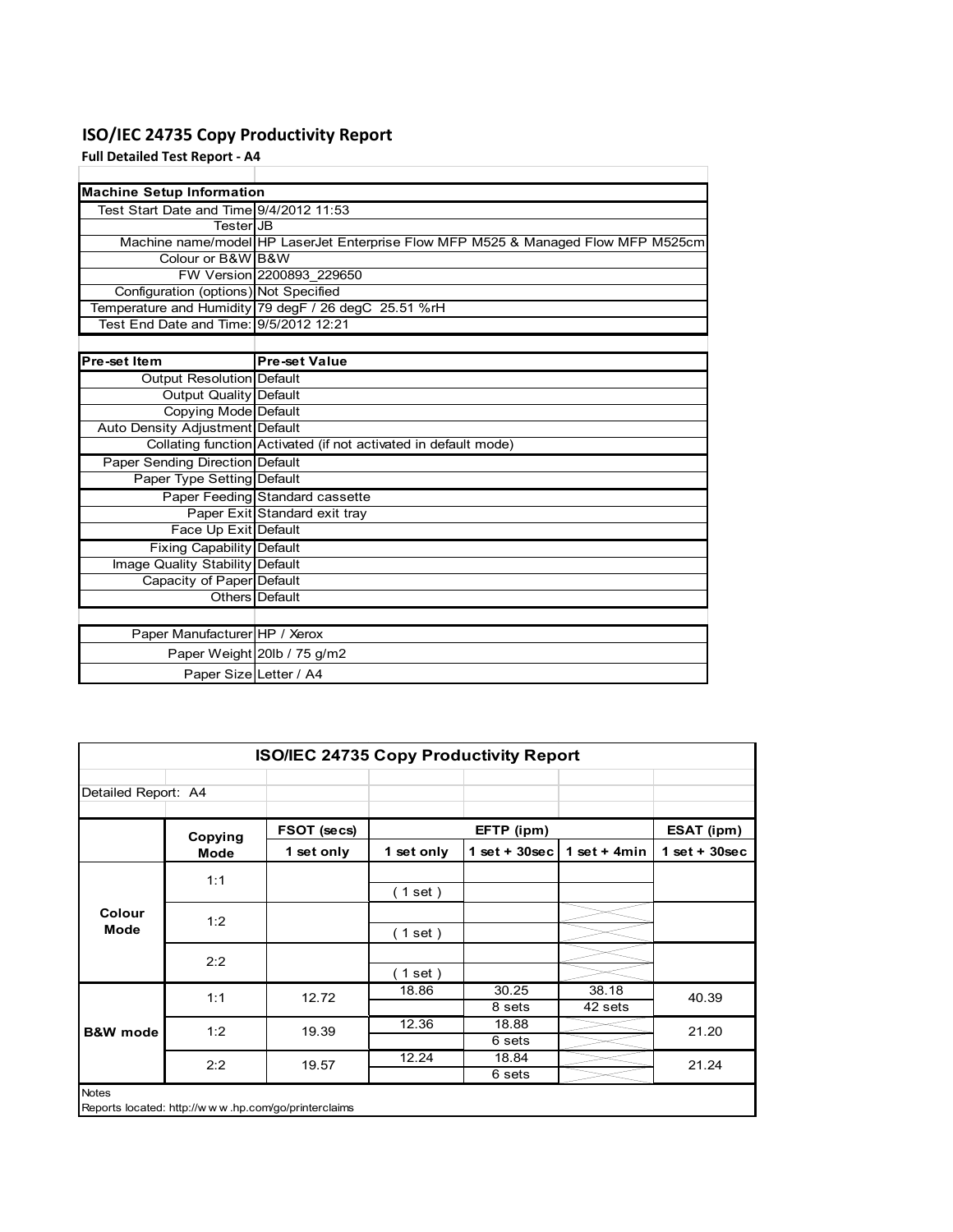## ISO/IEC 24735 Copy Productivity Report

**Full Detailed Test Report - A4**

| Machine Setup Information | |
|---|---|
| Test Start Date and Time | 9/4/2012 11:53 |
| Tester | JB |
| Machine name/model | HP LaserJet Enterprise Flow MFP M525 & Managed Flow MFP M525cm |
| Colour or B&W | B&W |
| FW Version | 2200893_229650 |
| Configuration (options) | Not Specified |
| Temperature and Humidity | 79 degF / 26 degC 25.51 %rH |
| Test End Date and Time: | 9/5/2012 12:21 |

| Pre-set Item | Pre-set Value |
|---|---|
| Output Resolution | Default |
| Output Quality | Default |
| Copying Mode | Default |
| Auto Density Adjustment | Default |
| Collating function | Activated (if not activated in default mode) |
| Paper Sending Direction | Default |
| Paper Type Setting | Default |
| Paper Feeding | Standard cassette |
| Paper Exit | Standard exit tray |
| Face Up Exit | Default |
| Fixing Capability | Default |
| Image Quality Stability | Default |
| Capacity of Paper | Default |
| Others | Default |

| | |
|---|---|
| Paper Manufacturer | HP / Xerox |
| Paper Weight | 20lb / 75 g/m2 |
| Paper Size | Letter / A4 |

**ISO/IEC 24735 Copy Productivity Report**

Detailed Report: A4

| | Copying Mode | FSOT (secs) | EFTP (ipm) | | | ESAT (ipm) |
|---|---|---|---|---|---|---|
| | | 1 set only | 1 set only | 1 set + 30sec | 1 set + 4min | 1 set + 30sec |
| Colour Mode | 1:1 | | ( 1 set ) | | | |
| | 1:2 | | ( 1 set ) | | | |
| | 2:2 | | ( 1 set ) | | | |
| B&W mode | 1:1 | 12.72 | 18.86 | 30.25<br>8 sets | 38.18<br>42 sets | 40.39 |
| | 1:2 | 19.39 | 12.36 | 18.88<br>6 sets | | 21.20 |
| | 2:2 | 19.57 | 12.24 | 18.84<br>6 sets | | 21.24 |

Notes

Reports located: http://w w w .hp.com/go/printerclaims